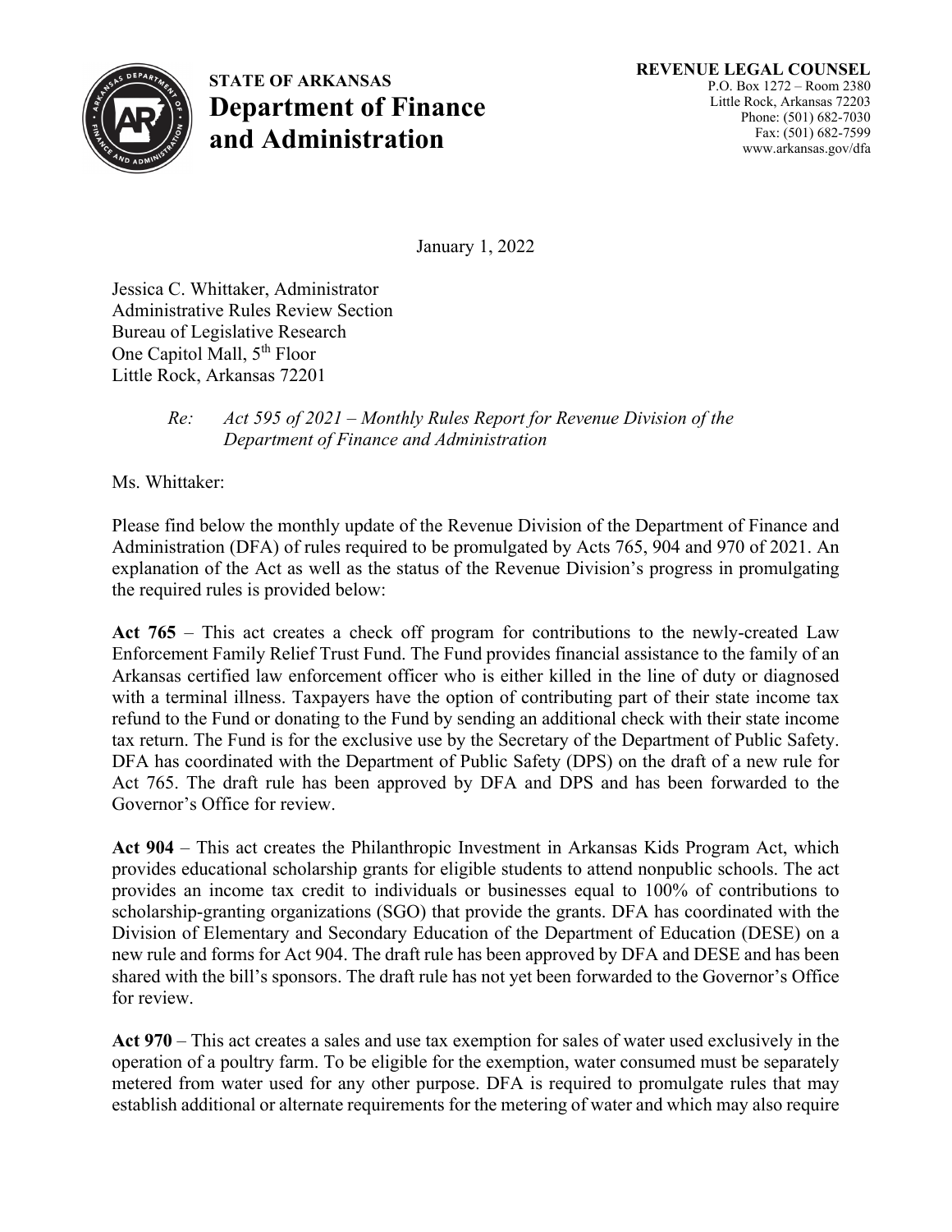**STATE OF ARKANSAS**
**Department of Finance and Administration**

**REVENUE LEGAL COUNSEL**
P.O. Box 1272 – Room 2380
Little Rock, Arkansas 72203
Phone: (501) 682-7030
Fax: (501) 682-7599
www.arkansas.gov/dfa

January 1, 2022

Jessica C. Whittaker, Administrator
Administrative Rules Review Section
Bureau of Legislative Research
One Capitol Mall, 5th Floor
Little Rock, Arkansas 72201

*Re: Act 595 of 2021 – Monthly Rules Report for Revenue Division of the Department of Finance and Administration*

Ms. Whittaker:

Please find below the monthly update of the Revenue Division of the Department of Finance and Administration (DFA) of rules required to be promulgated by Acts 765, 904 and 970 of 2021. An explanation of the Act as well as the status of the Revenue Division's progress in promulgating the required rules is provided below:

**Act 765** – This act creates a check off program for contributions to the newly-created Law Enforcement Family Relief Trust Fund. The Fund provides financial assistance to the family of an Arkansas certified law enforcement officer who is either killed in the line of duty or diagnosed with a terminal illness. Taxpayers have the option of contributing part of their state income tax refund to the Fund or donating to the Fund by sending an additional check with their state income tax return. The Fund is for the exclusive use by the Secretary of the Department of Public Safety. DFA has coordinated with the Department of Public Safety (DPS) on the draft of a new rule for Act 765. The draft rule has been approved by DFA and DPS and has been forwarded to the Governor's Office for review.

**Act 904** – This act creates the Philanthropic Investment in Arkansas Kids Program Act, which provides educational scholarship grants for eligible students to attend nonpublic schools. The act provides an income tax credit to individuals or businesses equal to 100% of contributions to scholarship-granting organizations (SGO) that provide the grants. DFA has coordinated with the Division of Elementary and Secondary Education of the Department of Education (DESE) on a new rule and forms for Act 904. The draft rule has been approved by DFA and DESE and has been shared with the bill's sponsors. The draft rule has not yet been forwarded to the Governor's Office for review.

**Act 970** – This act creates a sales and use tax exemption for sales of water used exclusively in the operation of a poultry farm. To be eligible for the exemption, water consumed must be separately metered from water used for any other purpose. DFA is required to promulgate rules that may establish additional or alternate requirements for the metering of water and which may also require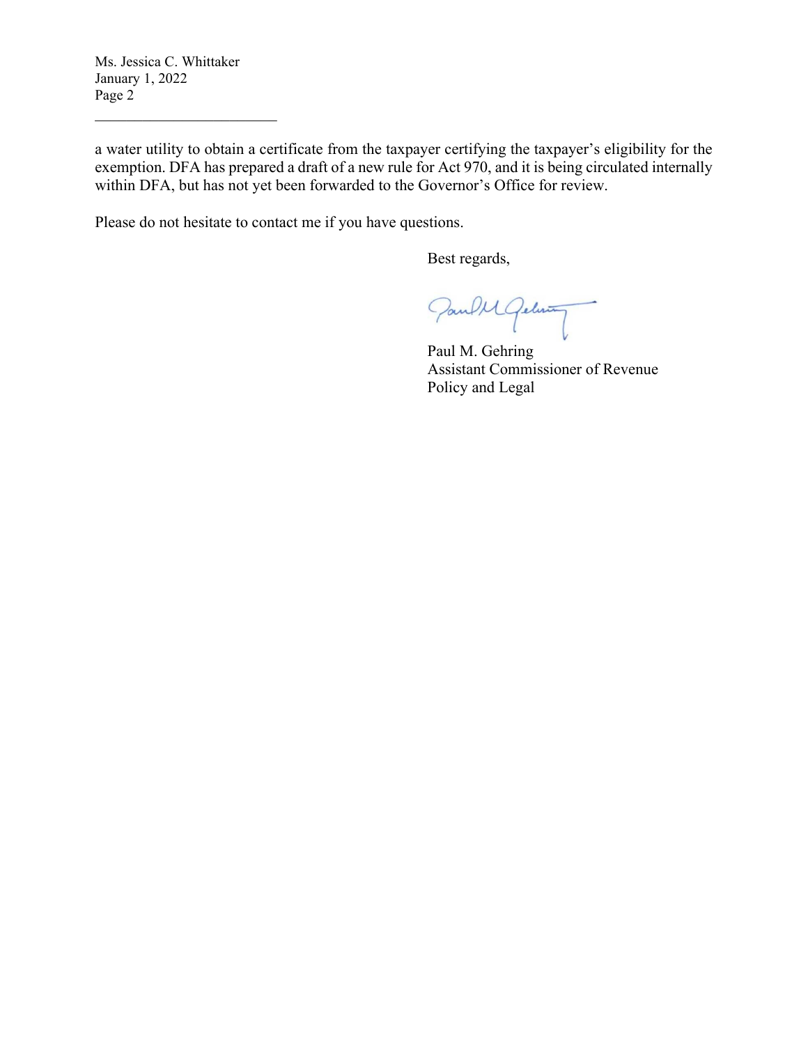a water utility to obtain a certificate from the taxpayer certifying the taxpayer's eligibility for the exemption. DFA has prepared a draft of a new rule for Act 970, and it is being circulated internally within DFA, but has not yet been forwarded to the Governor's Office for review.

Please do not hesitate to contact me if you have questions.

Best regards,

Paul M. Gehring
Assistant Commissioner of Revenue
Policy and Legal